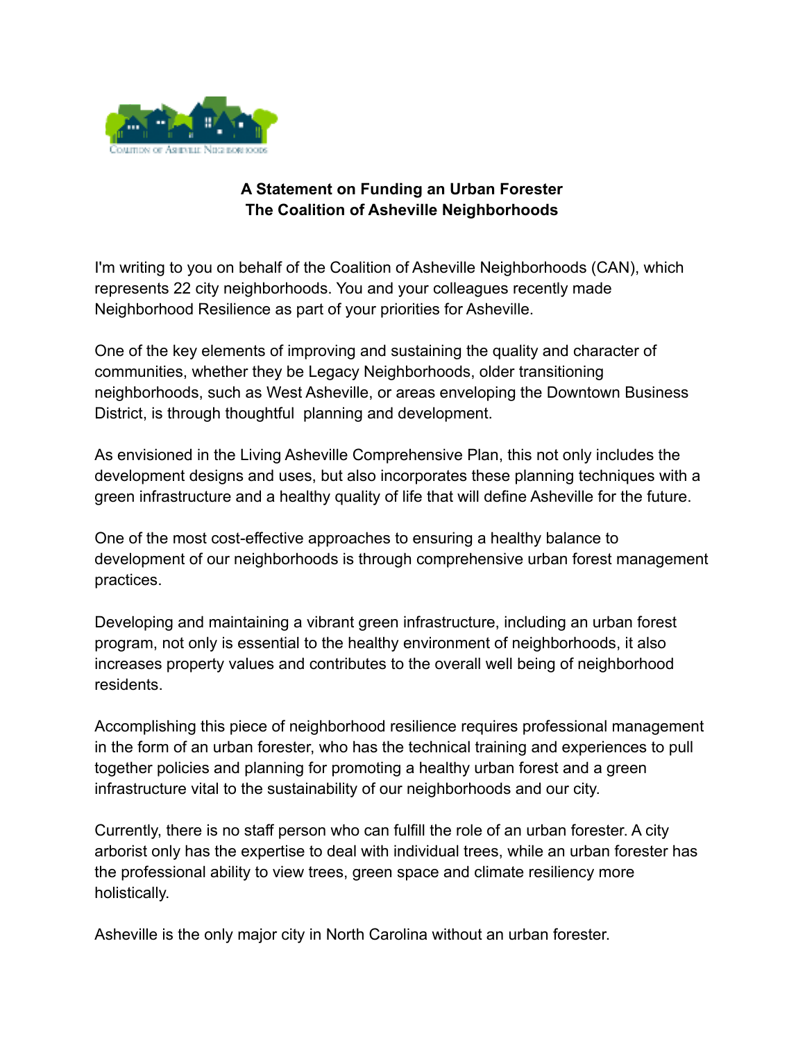## A Statement on Funding an Urban Forester
## The Coalition of Asheville Neighborhoods

I'm writing to you on behalf of the Coalition of Asheville Neighborhoods (CAN), which represents 22 city neighborhoods. You and your colleagues recently made Neighborhood Resilience as part of your priorities for Asheville.

One of the key elements of improving and sustaining the quality and character of communities, whether they be Legacy Neighborhoods, older transitioning neighborhoods, such as West Asheville, or areas enveloping the Downtown Business District, is through thoughtful planning and development.

As envisioned in the Living Asheville Comprehensive Plan, this not only includes the development designs and uses, but also incorporates these planning techniques with a green infrastructure and a healthy quality of life that will define Asheville for the future.

One of the most cost-effective approaches to ensuring a healthy balance to development of our neighborhoods is through comprehensive urban forest management practices.

Developing and maintaining a vibrant green infrastructure, including an urban forest program, not only is essential to the healthy environment of neighborhoods, it also increases property values and contributes to the overall well being of neighborhood residents.

Accomplishing this piece of neighborhood resilience requires professional management in the form of an urban forester, who has the technical training and experiences to pull together policies and planning for promoting a healthy urban forest and a green infrastructure vital to the sustainability of our neighborhoods and our city.

Currently, there is no staff person who can fulfill the role of an urban forester. A city arborist only has the expertise to deal with individual trees, while an urban forester has the professional ability to view trees, green space and climate resiliency more holistically.

Asheville is the only major city in North Carolina without an urban forester.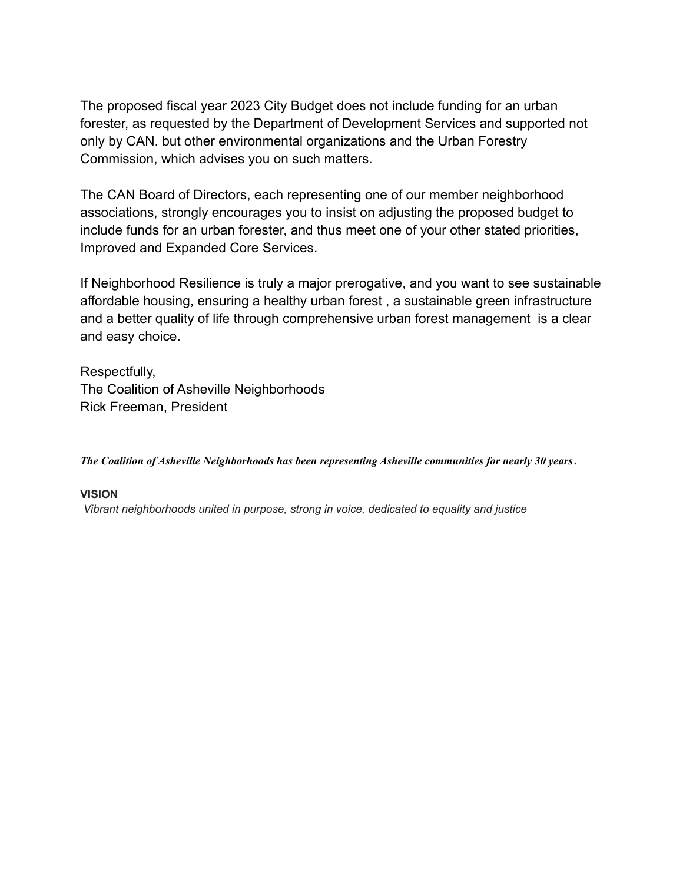The proposed fiscal year 2023 City Budget does not include funding for an urban forester, as requested by the Department of Development Services and supported not only by CAN. but other environmental organizations and the Urban Forestry Commission, which advises you on such matters.

The CAN Board of Directors, each representing one of our member neighborhood associations, strongly encourages you to insist on adjusting the proposed budget to include funds for an urban forester, and thus meet one of your other stated priorities, Improved and Expanded Core Services.

If Neighborhood Resilience is truly a major prerogative, and you want to see sustainable affordable housing, ensuring a healthy urban forest , a sustainable green infrastructure and a better quality of life through comprehensive urban forest management is a clear and easy choice.

Respectfully,
The Coalition of Asheville Neighborhoods
Rick Freeman, President

***The Coalition of Asheville Neighborhoods has been representing Asheville communities for nearly 30 years.***

**VISION**

*Vibrant neighborhoods united in purpose, strong in voice, dedicated to equality and justice*